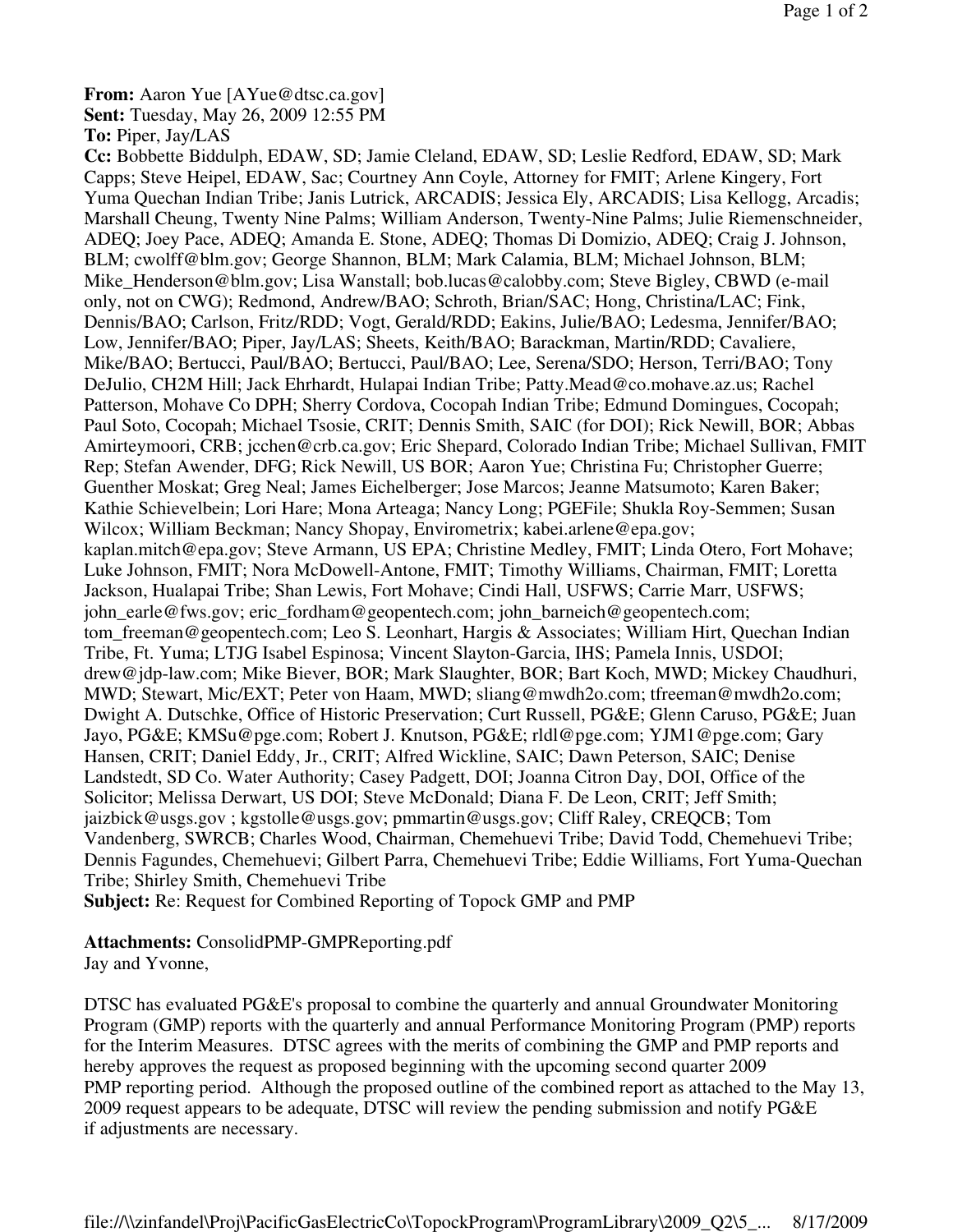**From:** Aaron Yue [AYue@dtsc.ca.gov]
**Sent:** Tuesday, May 26, 2009 12:55 PM
**To:** Piper, Jay/LAS
**Cc:** Bobbette Biddulph, EDAW, SD; Jamie Cleland, EDAW, SD; Leslie Redford, EDAW, SD; Mark Capps; Steve Heipel, EDAW, Sac; Courtney Ann Coyle, Attorney for FMIT; Arlene Kingery, Fort Yuma Quechan Indian Tribe; Janis Lutrick, ARCADIS; Jessica Ely, ARCADIS; Lisa Kellogg, Arcadis; Marshall Cheung, Twenty Nine Palms; William Anderson, Twenty-Nine Palms; Julie Riemenschneider, ADEQ; Joey Pace, ADEQ; Amanda E. Stone, ADEQ; Thomas Di Domizio, ADEQ; Craig J. Johnson, BLM; cwolff@blm.gov; George Shannon, BLM; Mark Calamia, BLM; Michael Johnson, BLM; Mike_Henderson@blm.gov; Lisa Wanstall; bob.lucas@calobby.com; Steve Bigley, CBWD (e-mail only, not on CWG); Redmond, Andrew/BAO; Schroth, Brian/SAC; Hong, Christina/LAC; Fink, Dennis/BAO; Carlson, Fritz/RDD; Vogt, Gerald/RDD; Eakins, Julie/BAO; Ledesma, Jennifer/BAO; Low, Jennifer/BAO; Piper, Jay/LAS; Sheets, Keith/BAO; Barackman, Martin/RDD; Cavaliere, Mike/BAO; Bertucci, Paul/BAO; Bertucci, Paul/BAO; Lee, Serena/SDO; Herson, Terri/BAO; Tony DeJulio, CH2M Hill; Jack Ehrhardt, Hulapai Indian Tribe; Patty.Mead@co.mohave.az.us; Rachel Patterson, Mohave Co DPH; Sherry Cordova, Cocopah Indian Tribe; Edmund Domingues, Cocopah; Paul Soto, Cocopah; Michael Tsosie, CRIT; Dennis Smith, SAIC (for DOI); Rick Newill, BOR; Abbas Amirteymoori, CRB; jcchen@crb.ca.gov; Eric Shepard, Colorado Indian Tribe; Michael Sullivan, FMIT Rep; Stefan Awender, DFG; Rick Newill, US BOR; Aaron Yue; Christina Fu; Christopher Guerre; Guenther Moskat; Greg Neal; James Eichelberger; Jose Marcos; Jeanne Matsumoto; Karen Baker; Kathie Schievelbein; Lori Hare; Mona Arteaga; Nancy Long; PGEFile; Shukla Roy-Semmen; Susan Wilcox; William Beckman; Nancy Shopay, Envirometrix; kabei.arlene@epa.gov; kaplan.mitch@epa.gov; Steve Armann, US EPA; Christine Medley, FMIT; Linda Otero, Fort Mohave; Luke Johnson, FMIT; Nora McDowell-Antone, FMIT; Timothy Williams, Chairman, FMIT; Loretta Jackson, Hualapai Tribe; Shan Lewis, Fort Mohave; Cindi Hall, USFWS; Carrie Marr, USFWS; john_earle@fws.gov; eric_fordham@geopentech.com; john_barneich@geopentech.com; tom_freeman@geopentech.com; Leo S. Leonhart, Hargis & Associates; William Hirt, Quechan Indian Tribe, Ft. Yuma; LTJG Isabel Espinosa; Vincent Slayton-Garcia, IHS; Pamela Innis, USDOI; drew@jdp-law.com; Mike Biever, BOR; Mark Slaughter, BOR; Bart Koch, MWD; Mickey Chaudhuri, MWD; Stewart, Mic/EXT; Peter von Haam, MWD; sliang@mwdh2o.com; tfreeman@mwdh2o.com; Dwight A. Dutschke, Office of Historic Preservation; Curt Russell, PG&E; Glenn Caruso, PG&E; Juan Jayo, PG&E; KMSu@pge.com; Robert J. Knutson, PG&E; rldl@pge.com; YJM1@pge.com; Gary Hansen, CRIT; Daniel Eddy, Jr., CRIT; Alfred Wickline, SAIC; Dawn Peterson, SAIC; Denise Landstedt, SD Co. Water Authority; Casey Padgett, DOI; Joanna Citron Day, DOI, Office of the Solicitor; Melissa Derwart, US DOI; Steve McDonald; Diana F. De Leon, CRIT; Jeff Smith; jaizbick@usgs.gov ; kgstolle@usgs.gov; pmmartin@usgs.gov; Cliff Raley, CREQCB; Tom Vandenberg, SWRCB; Charles Wood, Chairman, Chemehuevi Tribe; David Todd, Chemehuevi Tribe; Dennis Fagundes, Chemehuevi; Gilbert Parra, Chemehuevi Tribe; Eddie Williams, Fort Yuma-Quechan Tribe; Shirley Smith, Chemehuevi Tribe
**Subject:** Re: Request for Combined Reporting of Topock GMP and PMP

**Attachments:** ConsolidPMP-GMPReporting.pdf

Jay and Yvonne,

DTSC has evaluated PG&E's proposal to combine the quarterly and annual Groundwater Monitoring Program (GMP) reports with the quarterly and annual Performance Monitoring Program (PMP) reports for the Interim Measures. DTSC agrees with the merits of combining the GMP and PMP reports and hereby approves the request as proposed beginning with the upcoming second quarter 2009 PMP reporting period. Although the proposed outline of the combined report as attached to the May 13, 2009 request appears to be adequate, DTSC will review the pending submission and notify PG&E if adjustments are necessary.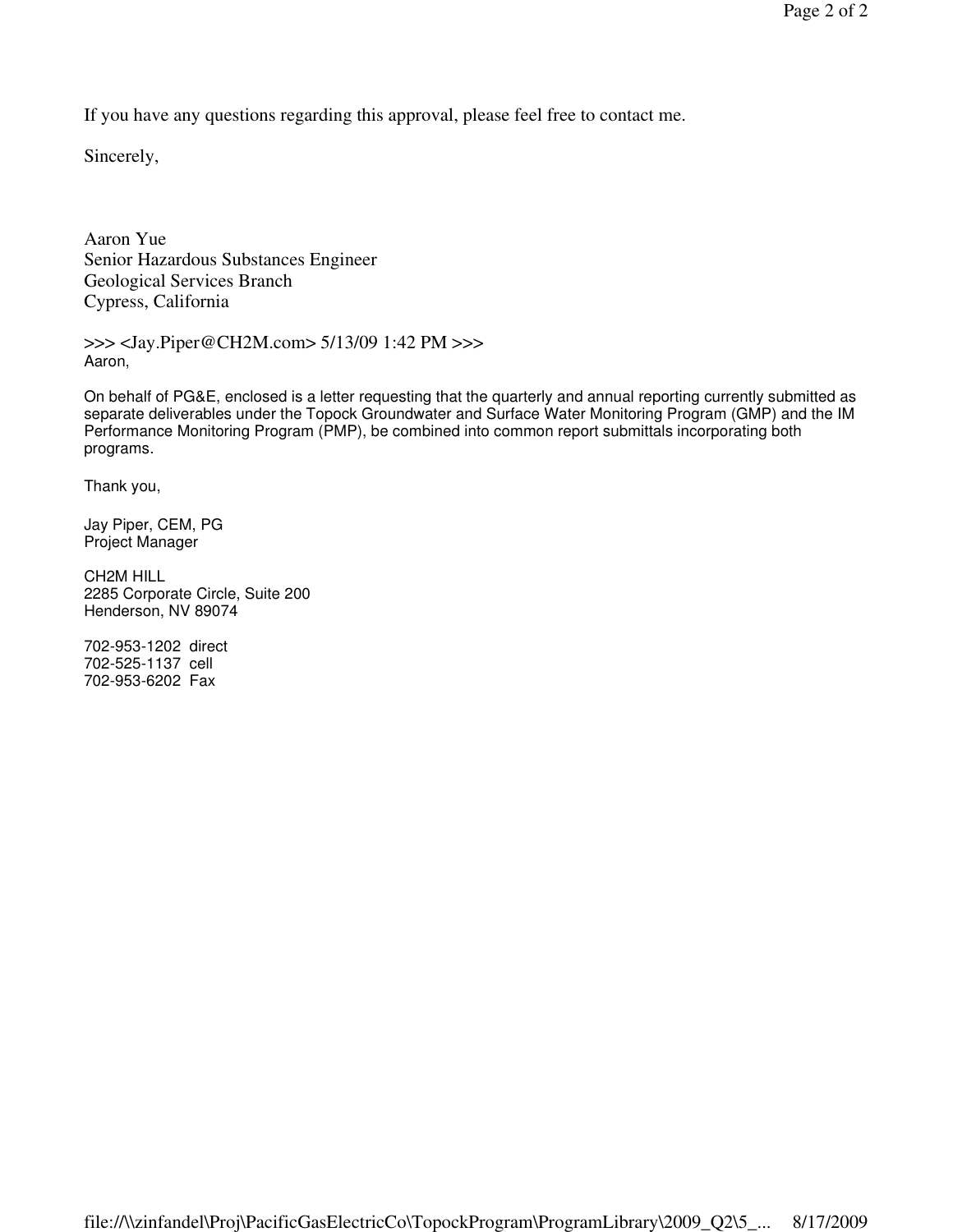If you have any questions regarding this approval, please feel free to contact me.

Sincerely,

Aaron Yue
Senior Hazardous Substances Engineer
Geological Services Branch
Cypress, California

>>> <Jay.Piper@CH2M.com> 5/13/09 1:42 PM >>>
Aaron,

On behalf of PG&E, enclosed is a letter requesting that the quarterly and annual reporting currently submitted as separate deliverables under the Topock Groundwater and Surface Water Monitoring Program (GMP) and the IM Performance Monitoring Program (PMP), be combined into common report submittals incorporating both programs.

Thank you,

Jay Piper, CEM, PG
Project Manager

CH2M HILL
2285 Corporate Circle, Suite 200
Henderson, NV 89074

702-953-1202 direct
702-525-1137 cell
702-953-6202 Fax